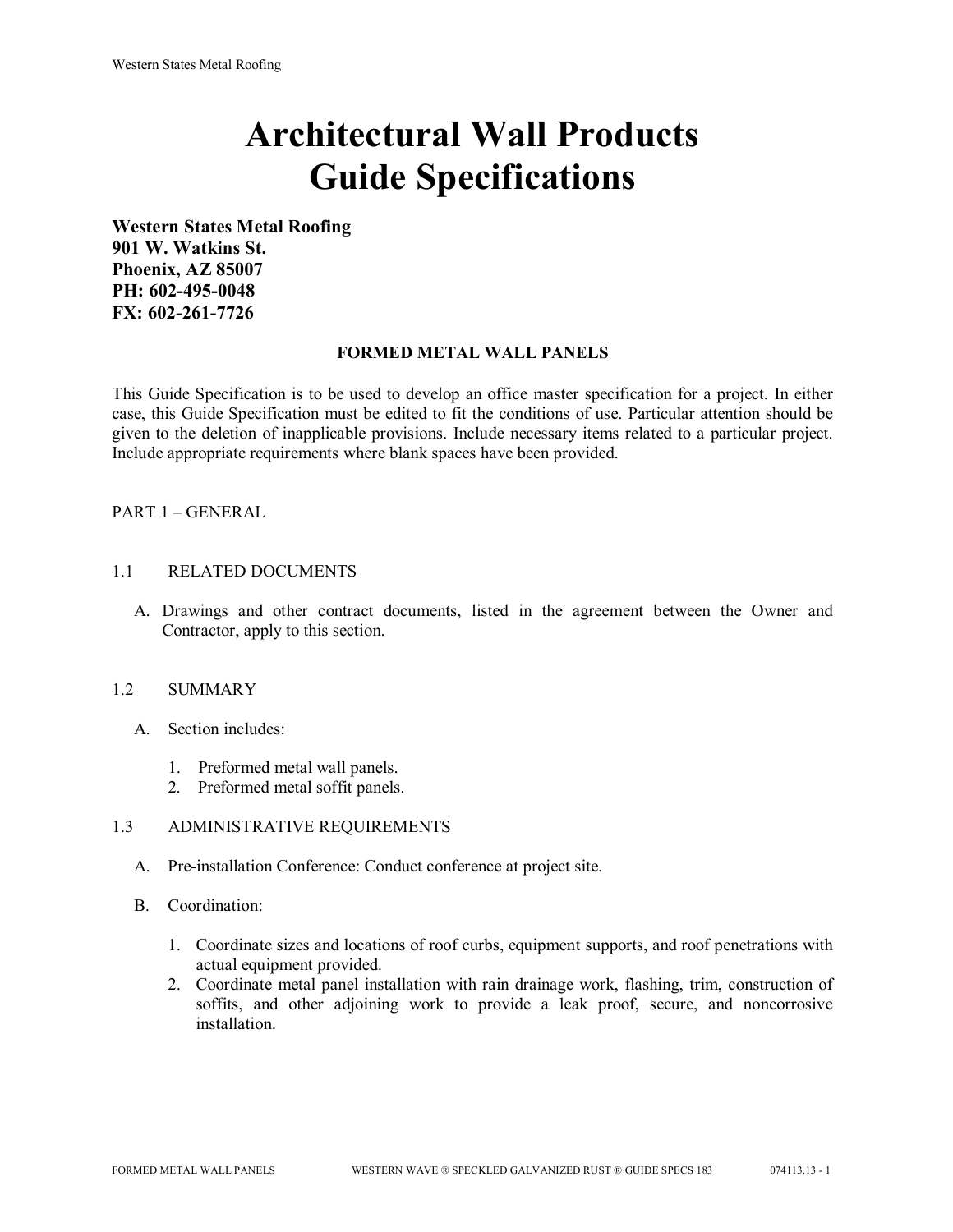# Architectural Wall Products Guide Specifications

**Western States Metal Roofing**
**901 W. Watkins St.**
**Phoenix, AZ 85007**
**PH: 602-495-0048**
**FX: 602-261-7726**

**FORMED METAL WALL PANELS**

This Guide Specification is to be used to develop an office master specification for a project. In either case, this Guide Specification must be edited to fit the conditions of use. Particular attention should be given to the deletion of inapplicable provisions. Include necessary items related to a particular project. Include appropriate requirements where blank spaces have been provided.

PART 1 – GENERAL

1.1 RELATED DOCUMENTS

A. Drawings and other contract documents, listed in the agreement between the Owner and Contractor, apply to this section.

1.2 SUMMARY

A. Section includes:

1. Preformed metal wall panels.
2. Preformed metal soffit panels.

1.3 ADMINISTRATIVE REQUIREMENTS

A. Pre-installation Conference: Conduct conference at project site.

B. Coordination:

1. Coordinate sizes and locations of roof curbs, equipment supports, and roof penetrations with actual equipment provided.
2. Coordinate metal panel installation with rain drainage work, flashing, trim, construction of soffits, and other adjoining work to provide a leak proof, secure, and noncorrosive installation.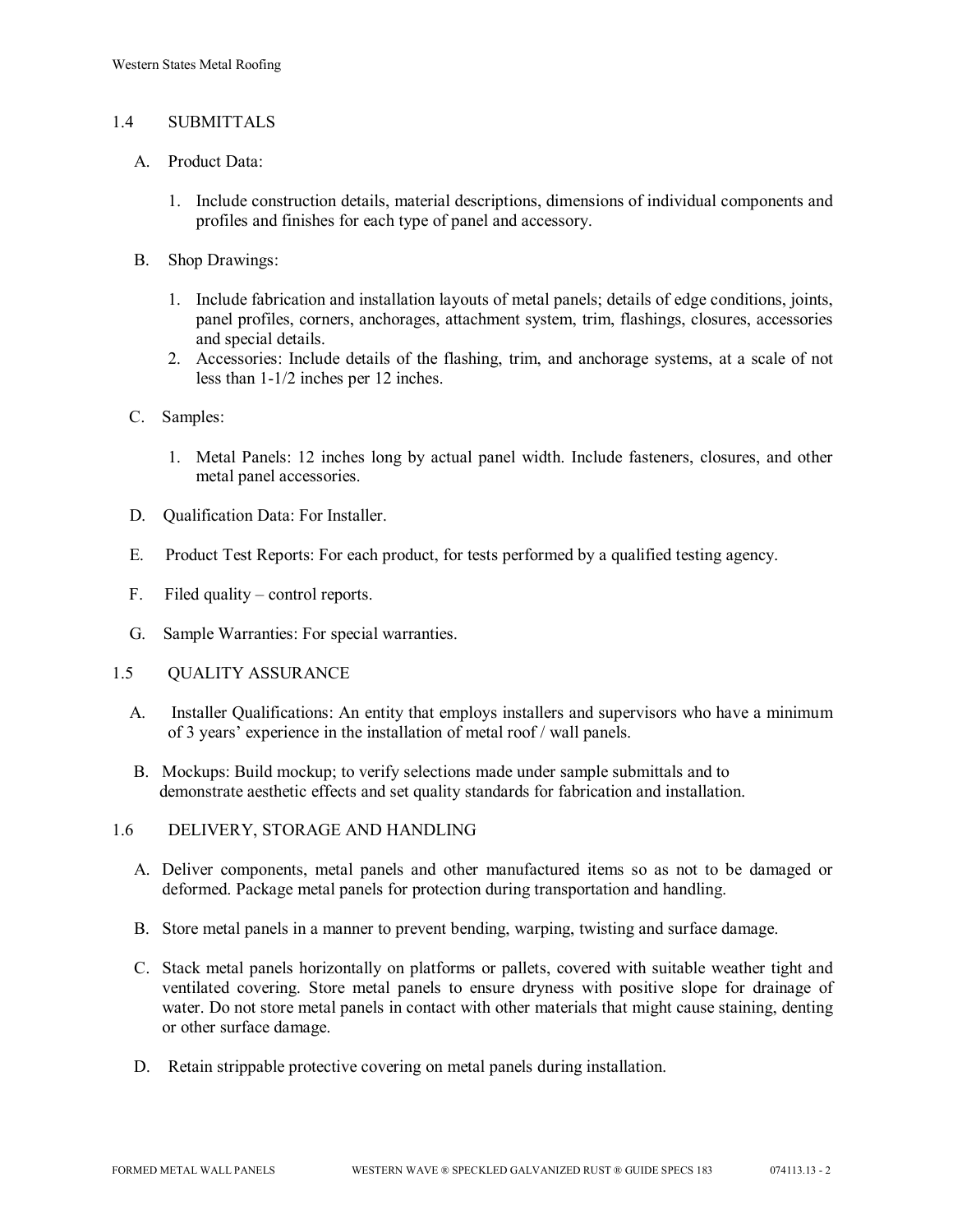## 1.4 SUBMITTALS

A. Product Data:

1. Include construction details, material descriptions, dimensions of individual components and profiles and finishes for each type of panel and accessory.

B. Shop Drawings:

1. Include fabrication and installation layouts of metal panels; details of edge conditions, joints, panel profiles, corners, anchorages, attachment system, trim, flashings, closures, accessories and special details.
2. Accessories: Include details of the flashing, trim, and anchorage systems, at a scale of not less than 1-1/2 inches per 12 inches.

C. Samples:

1. Metal Panels: 12 inches long by actual panel width. Include fasteners, closures, and other metal panel accessories.

D. Qualification Data: For Installer.

E. Product Test Reports: For each product, for tests performed by a qualified testing agency.

F. Filed quality – control reports.

G. Sample Warranties: For special warranties.

## 1.5 QUALITY ASSURANCE

A. Installer Qualifications: An entity that employs installers and supervisors who have a minimum of 3 years' experience in the installation of metal roof / wall panels.

B. Mockups: Build mockup; to verify selections made under sample submittals and to demonstrate aesthetic effects and set quality standards for fabrication and installation.

## 1.6 DELIVERY, STORAGE AND HANDLING

A. Deliver components, metal panels and other manufactured items so as not to be damaged or deformed. Package metal panels for protection during transportation and handling.

B. Store metal panels in a manner to prevent bending, warping, twisting and surface damage.

C. Stack metal panels horizontally on platforms or pallets, covered with suitable weather tight and ventilated covering. Store metal panels to ensure dryness with positive slope for drainage of water. Do not store metal panels in contact with other materials that might cause staining, denting or other surface damage.

D. Retain strippable protective covering on metal panels during installation.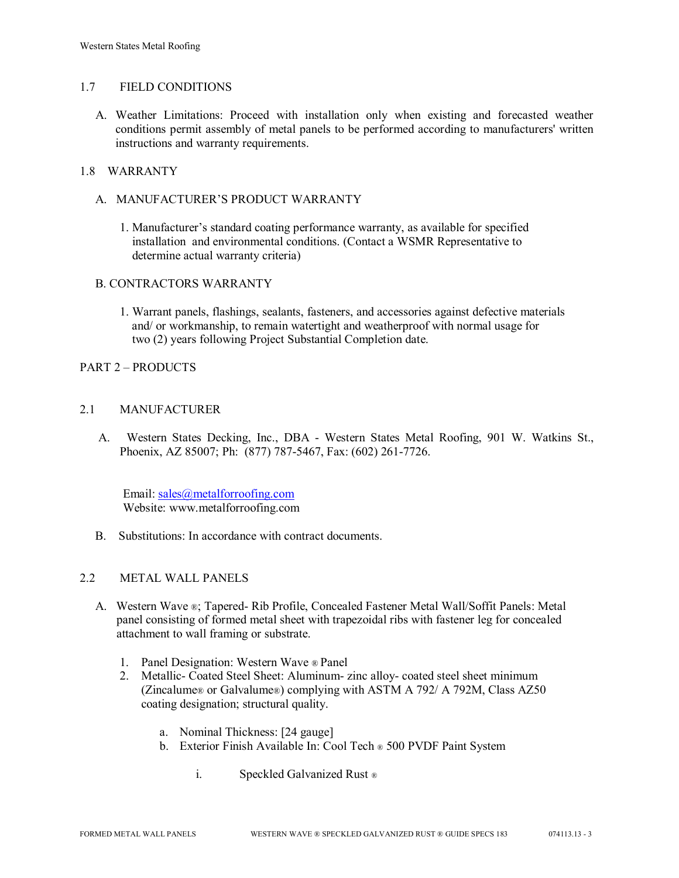## 1.7 FIELD CONDITIONS

A. Weather Limitations: Proceed with installation only when existing and forecasted weather conditions permit assembly of metal panels to be performed according to manufacturers' written instructions and warranty requirements.

## 1.8 WARRANTY

A. MANUFACTURER'S PRODUCT WARRANTY

1. Manufacturer's standard coating performance warranty, as available for specified installation and environmental conditions. (Contact a WSMR Representative to determine actual warranty criteria)

B. CONTRACTORS WARRANTY

1. Warrant panels, flashings, sealants, fasteners, and accessories against defective materials and/ or workmanship, to remain watertight and weatherproof with normal usage for two (2) years following Project Substantial Completion date.

# PART 2 – PRODUCTS

## 2.1 MANUFACTURER

A. Western States Decking, Inc., DBA - Western States Metal Roofing, 901 W. Watkins St., Phoenix, AZ 85007; Ph: (877) 787-5467, Fax: (602) 261-7726.

Email: sales@metalforroofing.com
Website: www.metalforroofing.com

B. Substitutions: In accordance with contract documents.

## 2.2 METAL WALL PANELS

A. Western Wave ®; Tapered- Rib Profile, Concealed Fastener Metal Wall/Soffit Panels: Metal panel consisting of formed metal sheet with trapezoidal ribs with fastener leg for concealed attachment to wall framing or substrate.

1. Panel Designation: Western Wave ® Panel
2. Metallic- Coated Steel Sheet: Aluminum- zinc alloy- coated steel sheet minimum (Zincalume® or Galvalume®) complying with ASTM A 792/ A 792M, Class AZ50 coating designation; structural quality.

    a. Nominal Thickness: [24 gauge]
    b. Exterior Finish Available In: Cool Tech ® 500 PVDF Paint System

        i. Speckled Galvanized Rust ®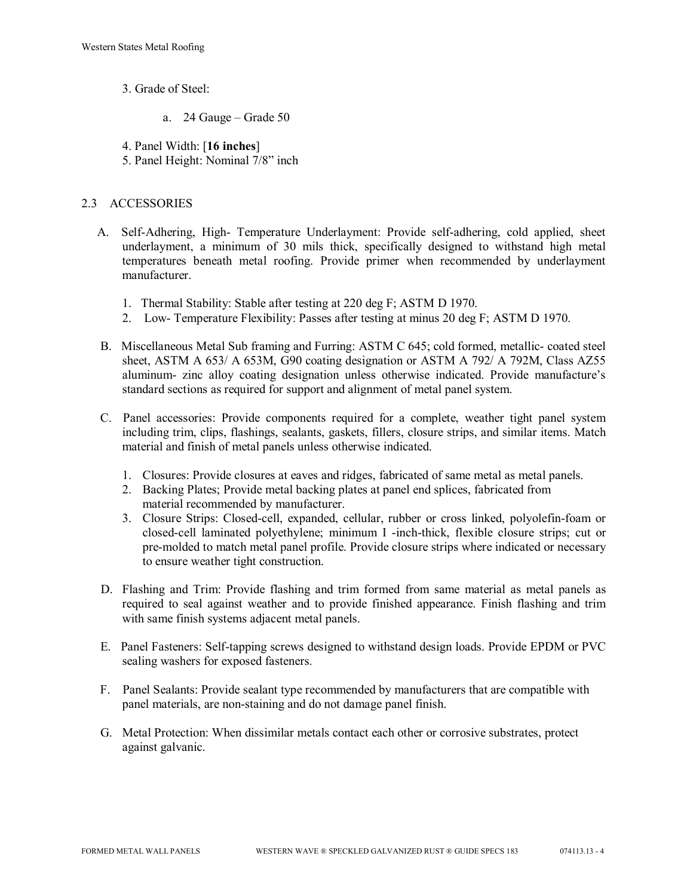3. Grade of Steel:

   a. 24 Gauge – Grade 50

4. Panel Width: [**16 inches**]
5. Panel Height: Nominal 7/8" inch

## 2.3 ACCESSORIES

A. Self-Adhering, High- Temperature Underlayment: Provide self-adhering, cold applied, sheet underlayment, a minimum of 30 mils thick, specifically designed to withstand high metal temperatures beneath metal roofing. Provide primer when recommended by underlayment manufacturer.

   1. Thermal Stability: Stable after testing at 220 deg F; ASTM D 1970.
   2. Low- Temperature Flexibility: Passes after testing at minus 20 deg F; ASTM D 1970.

B. Miscellaneous Metal Sub framing and Furring: ASTM C 645; cold formed, metallic- coated steel sheet, ASTM A 653/ A 653M, G90 coating designation or ASTM A 792/ A 792M, Class AZ55 aluminum- zinc alloy coating designation unless otherwise indicated. Provide manufacture's standard sections as required for support and alignment of metal panel system.

C. Panel accessories: Provide components required for a complete, weather tight panel system including trim, clips, flashings, sealants, gaskets, fillers, closure strips, and similar items. Match material and finish of metal panels unless otherwise indicated.

   1. Closures: Provide closures at eaves and ridges, fabricated of same metal as metal panels.
   2. Backing Plates; Provide metal backing plates at panel end splices, fabricated from material recommended by manufacturer.
   3. Closure Strips: Closed-cell, expanded, cellular, rubber or cross linked, polyolefin-foam or closed-cell laminated polyethylene; minimum I -inch-thick, flexible closure strips; cut or pre-molded to match metal panel profile. Provide closure strips where indicated or necessary to ensure weather tight construction.

D. Flashing and Trim: Provide flashing and trim formed from same material as metal panels as required to seal against weather and to provide finished appearance. Finish flashing and trim with same finish systems adjacent metal panels.

E. Panel Fasteners: Self-tapping screws designed to withstand design loads. Provide EPDM or PVC sealing washers for exposed fasteners.

F. Panel Sealants: Provide sealant type recommended by manufacturers that are compatible with panel materials, are non-staining and do not damage panel finish.

G. Metal Protection: When dissimilar metals contact each other or corrosive substrates, protect against galvanic.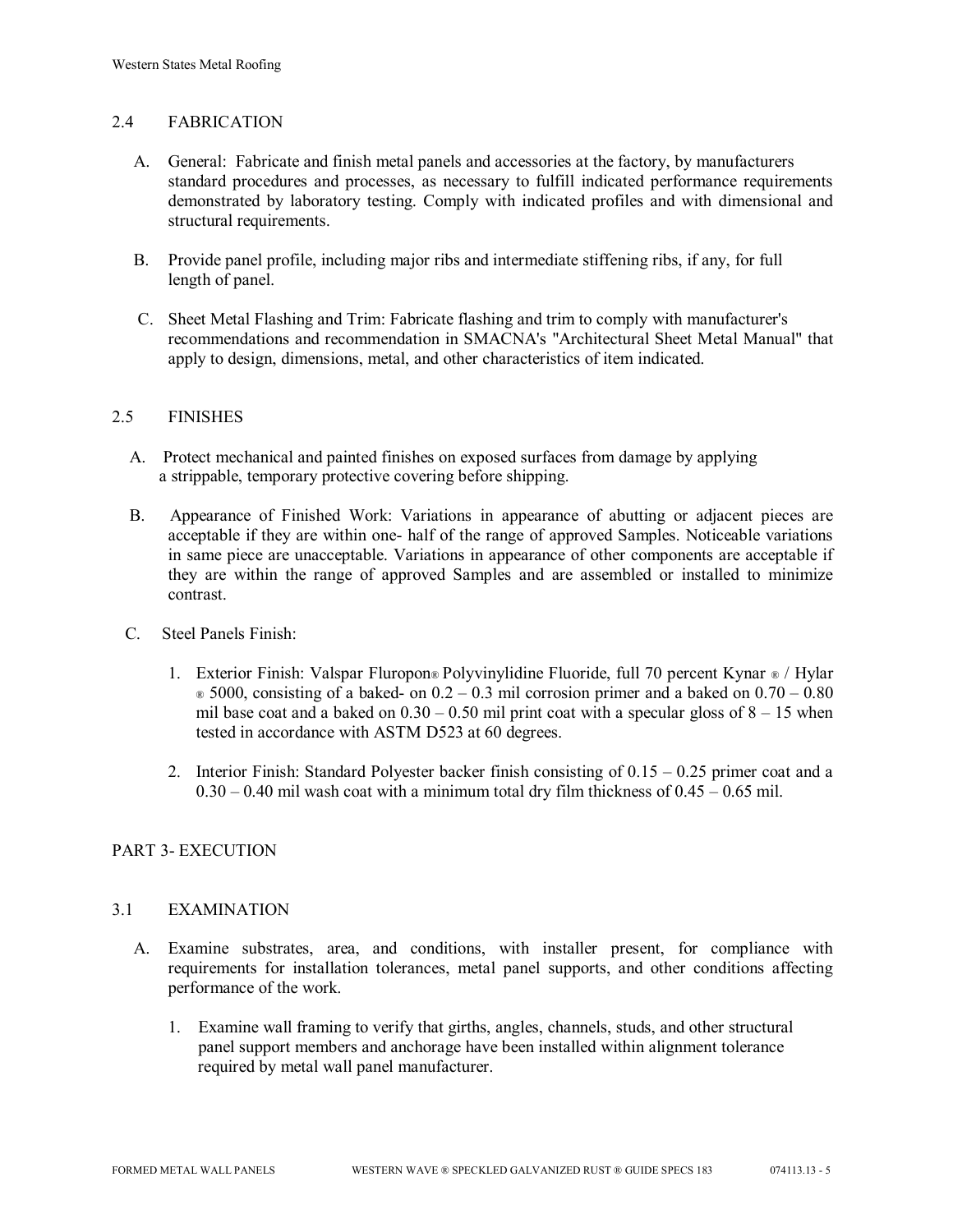## 2.4 FABRICATION

A. General: Fabricate and finish metal panels and accessories at the factory, by manufacturers standard procedures and processes, as necessary to fulfill indicated performance requirements demonstrated by laboratory testing. Comply with indicated profiles and with dimensional and structural requirements.

B. Provide panel profile, including major ribs and intermediate stiffening ribs, if any, for full length of panel.

C. Sheet Metal Flashing and Trim: Fabricate flashing and trim to comply with manufacturer's recommendations and recommendation in SMACNA's "Architectural Sheet Metal Manual" that apply to design, dimensions, metal, and other characteristics of item indicated.

## 2.5 FINISHES

A. Protect mechanical and painted finishes on exposed surfaces from damage by applying a strippable, temporary protective covering before shipping.

B. Appearance of Finished Work: Variations in appearance of abutting or adjacent pieces are acceptable if they are within one- half of the range of approved Samples. Noticeable variations in same piece are unacceptable. Variations in appearance of other components are acceptable if they are within the range of approved Samples and are assembled or installed to minimize contrast.

C. Steel Panels Finish:

1. Exterior Finish: Valspar Fluropon® Polyvinylidine Fluoride, full 70 percent Kynar ® / Hylar ® 5000, consisting of a baked- on 0.2 – 0.3 mil corrosion primer and a baked on 0.70 – 0.80 mil base coat and a baked on 0.30 – 0.50 mil print coat with a specular gloss of 8 – 15 when tested in accordance with ASTM D523 at 60 degrees.

2. Interior Finish: Standard Polyester backer finish consisting of 0.15 – 0.25 primer coat and a 0.30 – 0.40 mil wash coat with a minimum total dry film thickness of 0.45 – 0.65 mil.

# PART 3- EXECUTION

## 3.1 EXAMINATION

A. Examine substrates, area, and conditions, with installer present, for compliance with requirements for installation tolerances, metal panel supports, and other conditions affecting performance of the work.

1. Examine wall framing to verify that girths, angles, channels, studs, and other structural panel support members and anchorage have been installed within alignment tolerance required by metal wall panel manufacturer.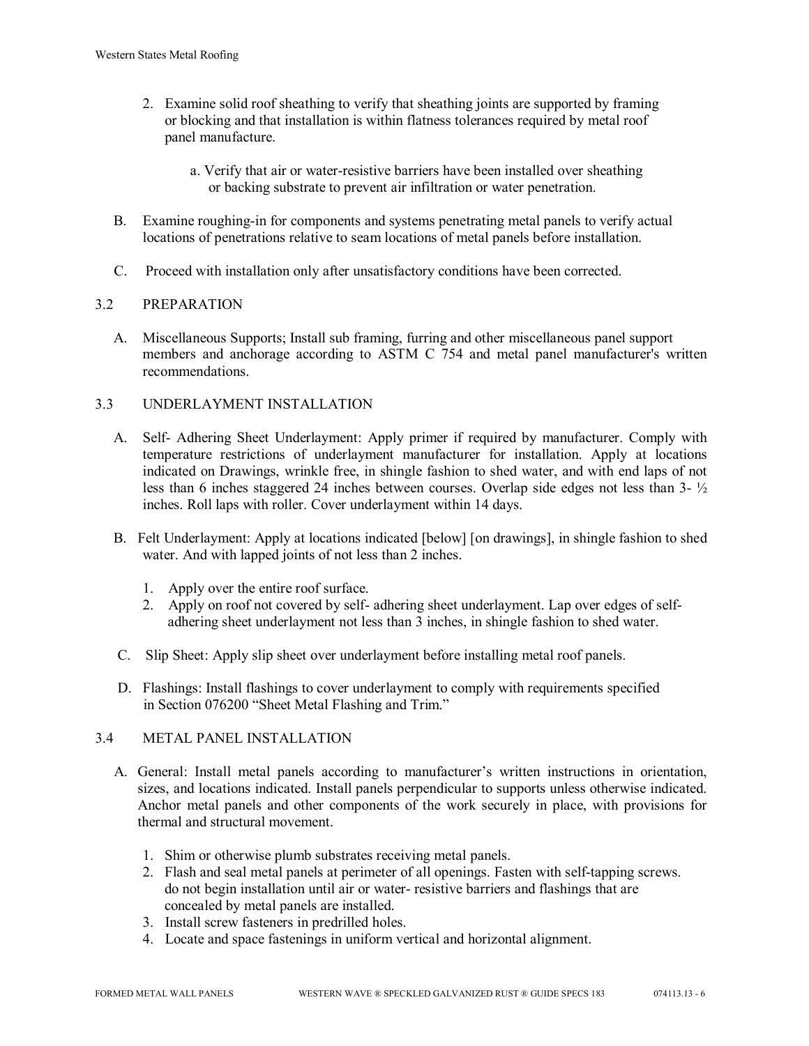2. Examine solid roof sheathing to verify that sheathing joints are supported by framing or blocking and that installation is within flatness tolerances required by metal roof panel manufacture.

    a. Verify that air or water-resistive barriers have been installed over sheathing or backing substrate to prevent air infiltration or water penetration.

B. Examine roughing-in for components and systems penetrating metal panels to verify actual locations of penetrations relative to seam locations of metal panels before installation.

C. Proceed with installation only after unsatisfactory conditions have been corrected.

## 3.2 PREPARATION

A. Miscellaneous Supports; Install sub framing, furring and other miscellaneous panel support members and anchorage according to ASTM C 754 and metal panel manufacturer's written recommendations.

## 3.3 UNDERLAYMENT INSTALLATION

A. Self- Adhering Sheet Underlayment: Apply primer if required by manufacturer. Comply with temperature restrictions of underlayment manufacturer for installation. Apply at locations indicated on Drawings, wrinkle free, in shingle fashion to shed water, and with end laps of not less than 6 inches staggered 24 inches between courses. Overlap side edges not less than 3- ½ inches. Roll laps with roller. Cover underlayment within 14 days.

B. Felt Underlayment: Apply at locations indicated [below] [on drawings], in shingle fashion to shed water. And with lapped joints of not less than 2 inches.

1. Apply over the entire roof surface.
2. Apply on roof not covered by self- adhering sheet underlayment. Lap over edges of self-adhering sheet underlayment not less than 3 inches, in shingle fashion to shed water.

C. Slip Sheet: Apply slip sheet over underlayment before installing metal roof panels.

D. Flashings: Install flashings to cover underlayment to comply with requirements specified in Section 076200 "Sheet Metal Flashing and Trim."

## 3.4 METAL PANEL INSTALLATION

A. General: Install metal panels according to manufacturer's written instructions in orientation, sizes, and locations indicated. Install panels perpendicular to supports unless otherwise indicated. Anchor metal panels and other components of the work securely in place, with provisions for thermal and structural movement.

1. Shim or otherwise plumb substrates receiving metal panels.
2. Flash and seal metal panels at perimeter of all openings. Fasten with self-tapping screws. do not begin installation until air or water- resistive barriers and flashings that are concealed by metal panels are installed.
3. Install screw fasteners in predrilled holes.
4. Locate and space fastenings in uniform vertical and horizontal alignment.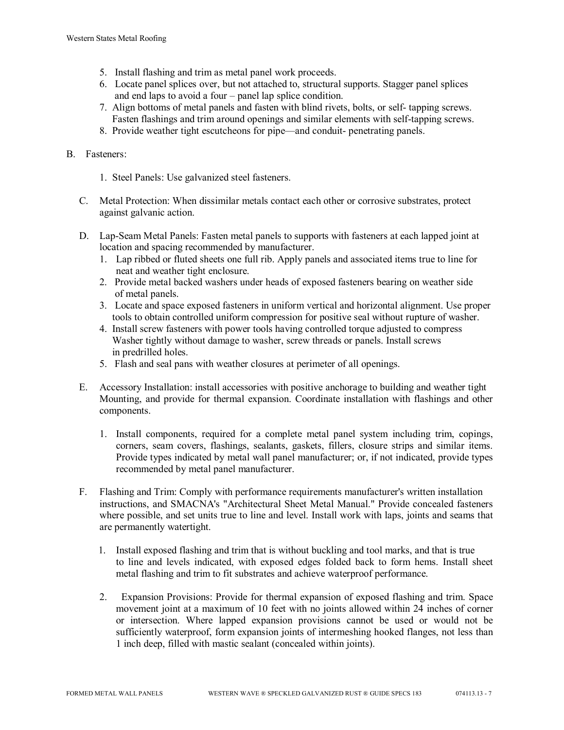5. Install flashing and trim as metal panel work proceeds.
6. Locate panel splices over, but not attached to, structural supports. Stagger panel splices and end laps to avoid a four – panel lap splice condition.
7. Align bottoms of metal panels and fasten with blind rivets, bolts, or self- tapping screws. Fasten flashings and trim around openings and similar elements with self-tapping screws.
8. Provide weather tight escutcheons for pipe—and conduit- penetrating panels.

B. Fasteners:

1. Steel Panels: Use galvanized steel fasteners.

C. Metal Protection: When dissimilar metals contact each other or corrosive substrates, protect against galvanic action.

D. Lap-Seam Metal Panels: Fasten metal panels to supports with fasteners at each lapped joint at location and spacing recommended by manufacturer.
1. Lap ribbed or fluted sheets one full rib. Apply panels and associated items true to line for neat and weather tight enclosure.
2. Provide metal backed washers under heads of exposed fasteners bearing on weather side of metal panels.
3. Locate and space exposed fasteners in uniform vertical and horizontal alignment. Use proper tools to obtain controlled uniform compression for positive seal without rupture of washer.
4. Install screw fasteners with power tools having controlled torque adjusted to compress Washer tightly without damage to washer, screw threads or panels. Install screws in predrilled holes.
5. Flash and seal pans with weather closures at perimeter of all openings.

E. Accessory Installation: install accessories with positive anchorage to building and weather tight Mounting, and provide for thermal expansion. Coordinate installation with flashings and other components.

1. Install components, required for a complete metal panel system including trim, copings, corners, seam covers, flashings, sealants, gaskets, fillers, closure strips and similar items. Provide types indicated by metal wall panel manufacturer; or, if not indicated, provide types recommended by metal panel manufacturer.

F. Flashing and Trim: Comply with performance requirements manufacturer's written installation instructions, and SMACNA's "Architectural Sheet Metal Manual." Provide concealed fasteners where possible, and set units true to line and level. Install work with laps, joints and seams that are permanently watertight.

1. Install exposed flashing and trim that is without buckling and tool marks, and that is true to line and levels indicated, with exposed edges folded back to form hems. Install sheet metal flashing and trim to fit substrates and achieve waterproof performance.

2. Expansion Provisions: Provide for thermal expansion of exposed flashing and trim. Space movement joint at a maximum of 10 feet with no joints allowed within 24 inches of corner or intersection. Where lapped expansion provisions cannot be used or would not be sufficiently waterproof, form expansion joints of intermeshing hooked flanges, not less than 1 inch deep, filled with mastic sealant (concealed within joints).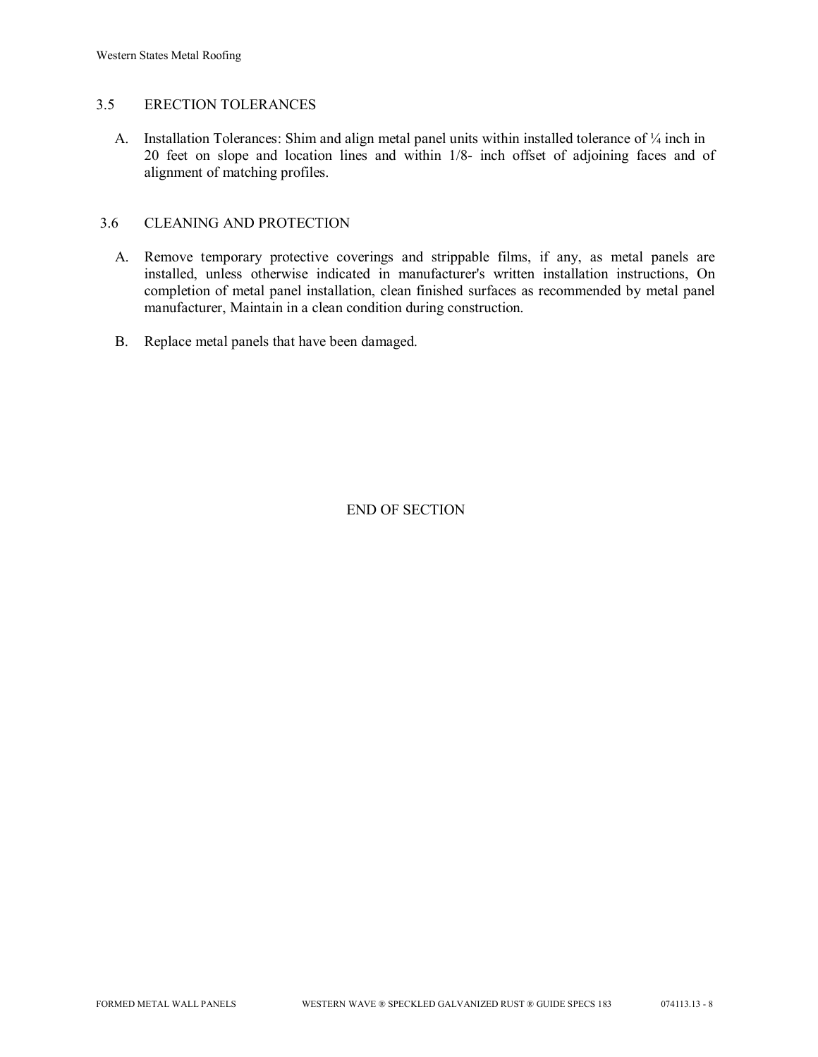### 3.5 ERECTION TOLERANCES

A. Installation Tolerances: Shim and align metal panel units within installed tolerance of ¼ inch in 20 feet on slope and location lines and within 1/8- inch offset of adjoining faces and of alignment of matching profiles.

### 3.6 CLEANING AND PROTECTION

A. Remove temporary protective coverings and strippable films, if any, as metal panels are installed, unless otherwise indicated in manufacturer's written installation instructions, On completion of metal panel installation, clean finished surfaces as recommended by metal panel manufacturer, Maintain in a clean condition during construction.

B. Replace metal panels that have been damaged.

END OF SECTION